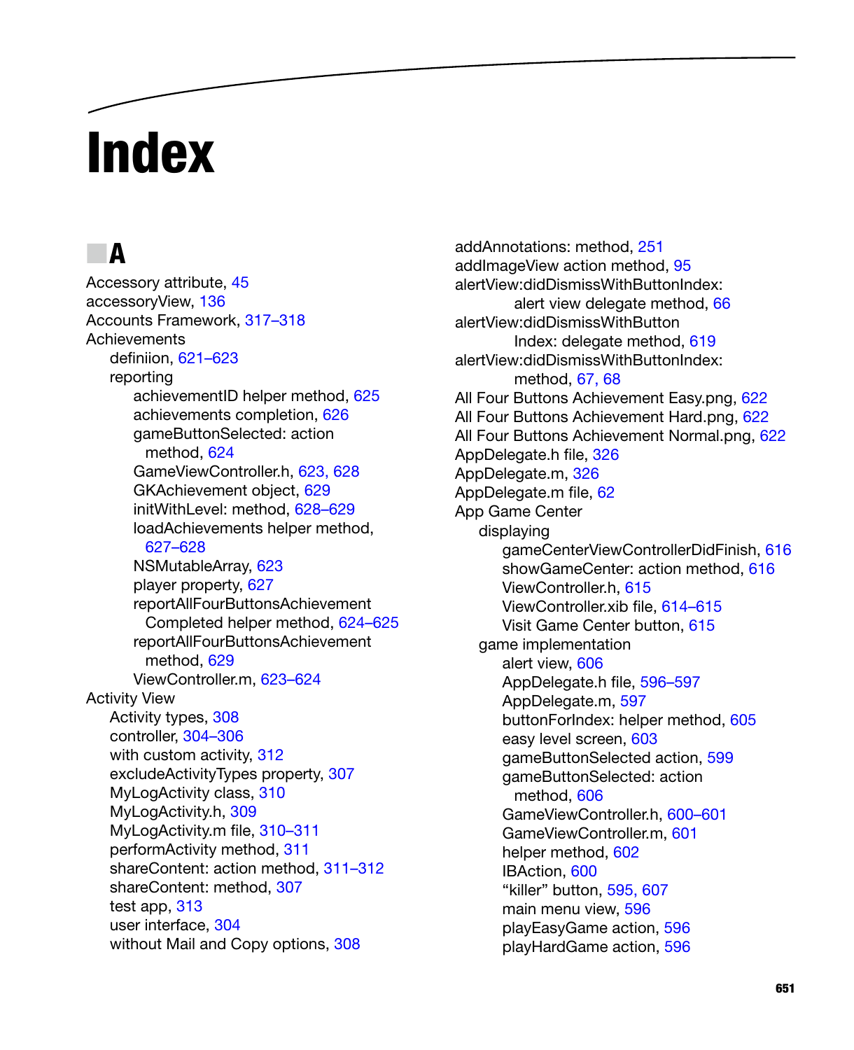# Index

## A

Accessory attribute, 45
accessoryView, 136
Accounts Framework, 317–318
Achievements
- definiion, 621–623
- reporting
  - achievementID helper method, 625
  - achievements completion, 626
  - gameButtonSelected: action method, 624
  - GameViewController.h, 623, 628
  - GKAchievement object, 629
  - initWithLevel: method, 628–629
  - loadAchievements helper method, 627–628
  - NSMutableArray, 623
  - player property, 627
  - reportAllFourButtonsAchievementCompleted helper method, 624–625
  - reportAllFourButtonsAchievement method, 629
  - ViewController.m, 623–624

Activity View
- Activity types, 308
- controller, 304–306
- with custom activity, 312
- excludeActivityTypes property, 307
- MyLogActivity class, 310
- MyLogActivity.h, 309
- MyLogActivity.m file, 310–311
- performActivity method, 311
- shareContent: action method, 311–312
- shareContent: method, 307
- test app, 313
- user interface, 304
- without Mail and Copy options, 308

addAnnotations: method, 251
addImageView action method, 95
alertView:didDismissWithButtonIndex: alert view delegate method, 66
alertView:didDismissWithButtonIndex: delegate method, 619
alertView:didDismissWithButtonIndex: method, 67, 68
All Four Buttons Achievement Easy.png, 622
All Four Buttons Achievement Hard.png, 622
All Four Buttons Achievement Normal.png, 622
AppDelegate.h file, 326
AppDelegate.m, 326
AppDelegate.m file, 62
App Game Center
- displaying
  - gameCenterViewControllerDidFinish, 616
  - showGameCenter: action method, 616
  - ViewController.h, 615
  - ViewController.xib file, 614–615
  - Visit Game Center button, 615
- game implementation
  - alert view, 606
  - AppDelegate.h file, 596–597
  - AppDelegate.m, 597
  - buttonForIndex: helper method, 605
  - easy level screen, 603
  - gameButtonSelected action, 599
  - gameButtonSelected: action method, 606
  - GameViewController.h, 600–601
  - GameViewController.m, 601
  - helper method, 602
  - IBAction, 600
  - “killer” button, 595, 607
  - main menu view, 596
  - playEasyGame action, 596
  - playHardGame action, 596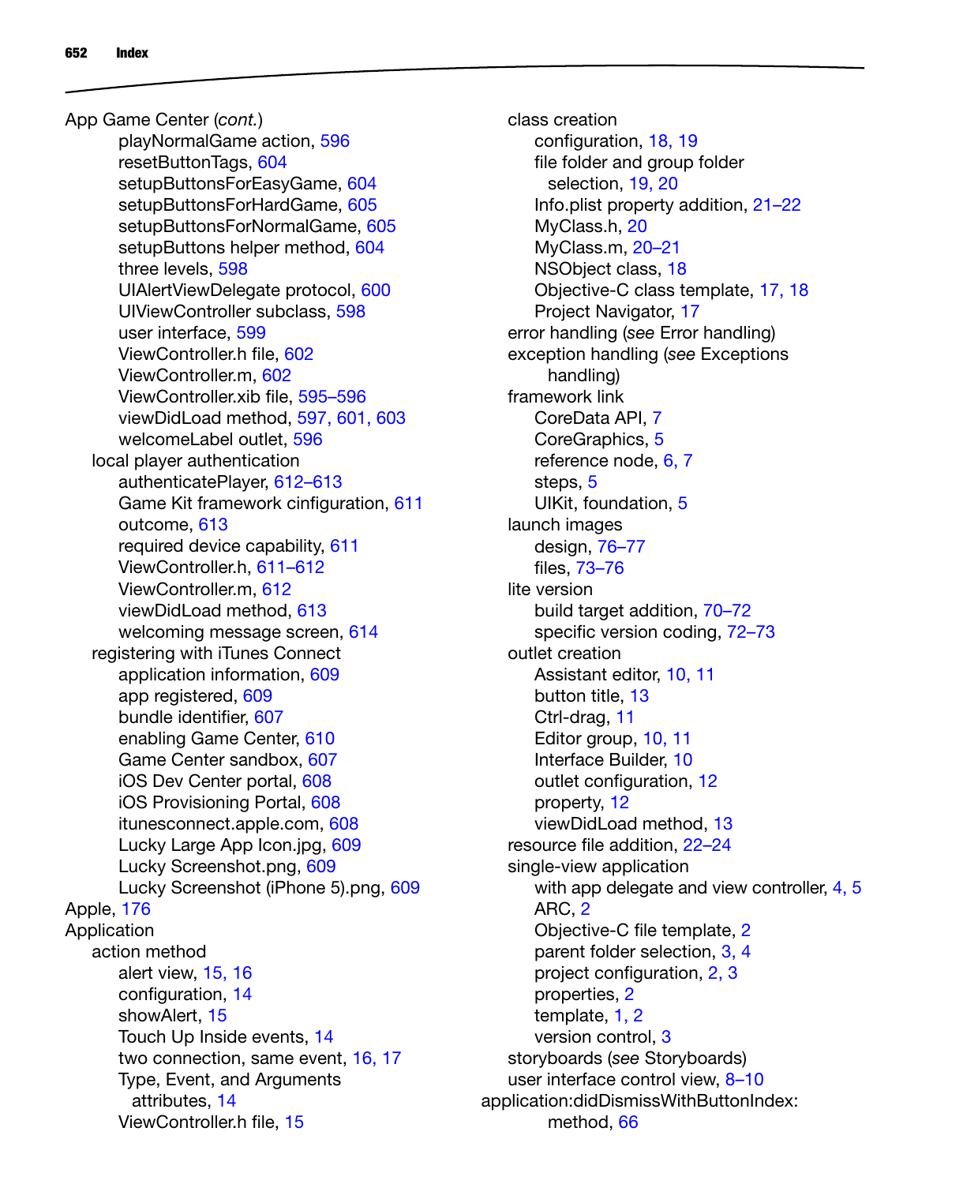App Game Center (*cont.*)
- playNormalGame action, 596
- resetButtonTags, 604
- setupButtonsForEasyGame, 604
- setupButtonsForHardGame, 605
- setupButtonsForNormalGame, 605
- setupButtons helper method, 604
- three levels, 598
- UIAlertViewDelegate protocol, 600
- UIViewController subclass, 598
- user interface, 599
- ViewController.h file, 602
- ViewController.m, 602
- ViewController.xib file, 595–596
- viewDidLoad method, 597, 601, 603
- welcomeLabel outlet, 596

local player authentication
- authenticatePlayer, 612–613
- Game Kit framework cinfiguration, 611
- outcome, 613
- required device capability, 611
- ViewController.h, 611–612
- ViewController.m, 612
- viewDidLoad method, 613
- welcoming message screen, 614

registering with iTunes Connect
- application information, 609
- app registered, 609
- bundle identifier, 607
- enabling Game Center, 610
- Game Center sandbox, 607
- iOS Dev Center portal, 608
- iOS Provisioning Portal, 608
- itunesconnect.apple.com, 608
- Lucky Large App Icon.jpg, 609
- Lucky Screenshot.png, 609
- Lucky Screenshot (iPhone 5).png, 609

Apple, 176

Application

action method
- alert view, 15, 16
- configuration, 14
- showAlert, 15
- Touch Up Inside events, 14
- two connection, same event, 16, 17
- Type, Event, and Arguments attributes, 14
- ViewController.h file, 15

class creation
- configuration, 18, 19
- file folder and group folder selection, 19, 20
- Info.plist property addition, 21–22
- MyClass.h, 20
- MyClass.m, 20–21
- NSObject class, 18
- Objective-C class template, 17, 18
- Project Navigator, 17

error handling (*see* Error handling)

exception handling (*see* Exceptions handling)

framework link
- CoreData API, 7
- CoreGraphics, 5
- reference node, 6, 7
- steps, 5
- UIKit, foundation, 5

launch images
- design, 76–77
- files, 73–76

lite version
- build target addition, 70–72
- specific version coding, 72–73

outlet creation
- Assistant editor, 10, 11
- button title, 13
- Ctrl-drag, 11
- Editor group, 10, 11
- Interface Builder, 10
- outlet configuration, 12
- property, 12
- viewDidLoad method, 13

resource file addition, 22–24

single-view application
- with app delegate and view controller, 4, 5
- ARC, 2
- Objective-C file template, 2
- parent folder selection, 3, 4
- project configuration, 2, 3
- properties, 2
- template, 1, 2
- version control, 3

storyboards (*see* Storyboards)

user interface control view, 8–10

application:didDismissWithButtonIndex: method, 66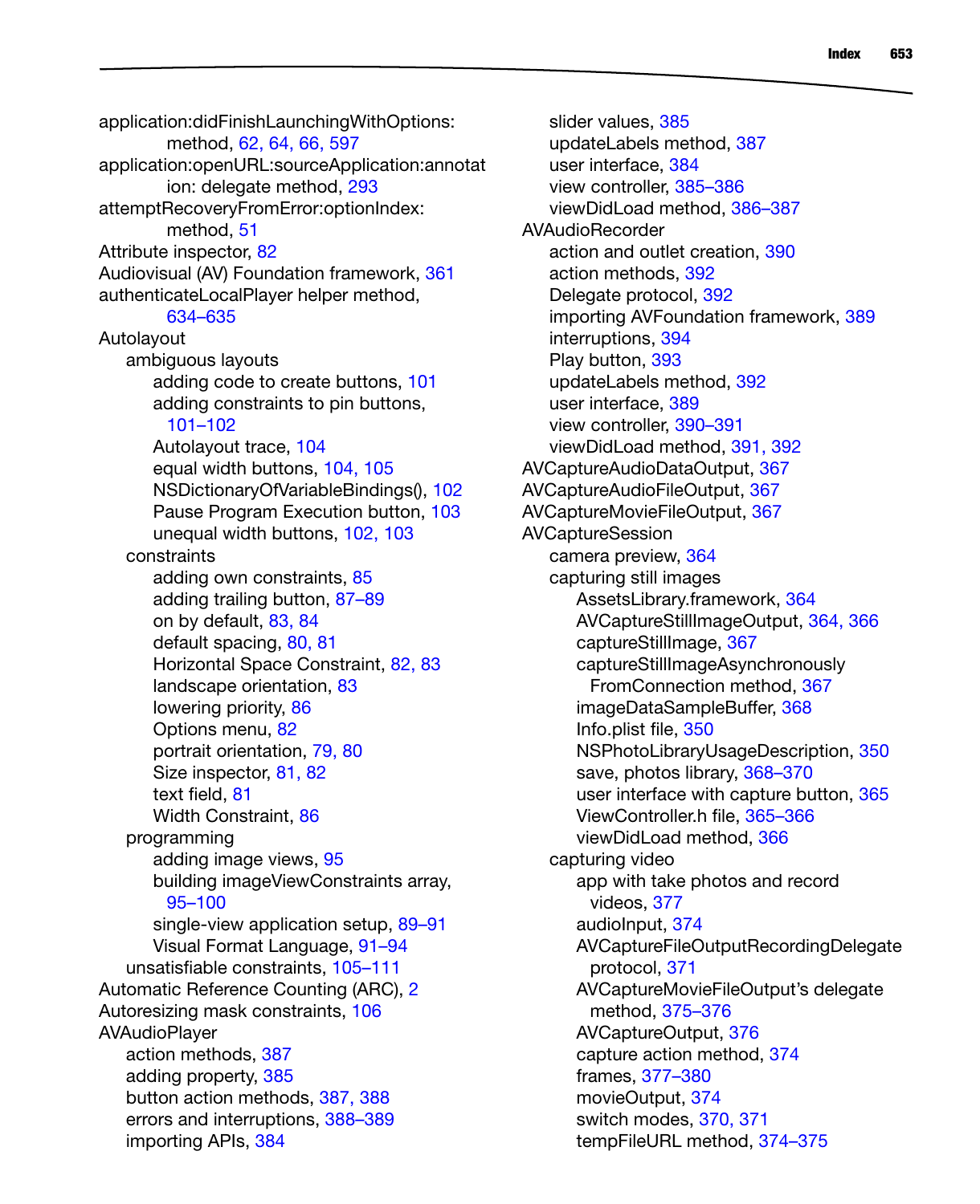application:didFinishLaunchingWithOptions: method, 62, 64, 66, 597
application:openURL:sourceApplication:annotation: delegate method, 293
attemptRecoveryFromError:optionIndex: method, 51
Attribute inspector, 82
Audiovisual (AV) Foundation framework, 361
authenticateLocalPlayer helper method, 634–635
Autolayout
- ambiguous layouts
  - adding code to create buttons, 101
  - adding constraints to pin buttons, 101–102
  - Autolayout trace, 104
  - equal width buttons, 104, 105
  - NSDictionaryOfVariableBindings(), 102
  - Pause Program Execution button, 103
  - unequal width buttons, 102, 103
- constraints
  - adding own constraints, 85
  - adding trailing button, 87–89
  - on by default, 83, 84
  - default spacing, 80, 81
  - Horizontal Space Constraint, 82, 83
  - landscape orientation, 83
  - lowering priority, 86
  - Options menu, 82
  - portrait orientation, 79, 80
  - Size inspector, 81, 82
  - text field, 81
  - Width Constraint, 86
- programming
  - adding image views, 95
  - building imageViewConstraints array, 95–100
  - single-view application setup, 89–91
  - Visual Format Language, 91–94
- unsatisfiable constraints, 105–111

Automatic Reference Counting (ARC), 2
Autoresizing mask constraints, 106
AVAudioPlayer
- action methods, 387
- adding property, 385
- button action methods, 387, 388
- errors and interruptions, 388–389
- importing APIs, 384
- slider values, 385
- updateLabels method, 387
- user interface, 384
- view controller, 385–386
- viewDidLoad method, 386–387

AVAudioRecorder
- action and outlet creation, 390
- action methods, 392
- Delegate protocol, 392
- importing AVFoundation framework, 389
- interruptions, 394
- Play button, 393
- updateLabels method, 392
- user interface, 389
- view controller, 390–391
- viewDidLoad method, 391, 392

AVCaptureAudioDataOutput, 367
AVCaptureAudioFileOutput, 367
AVCaptureMovieFileOutput, 367
AVCaptureSession
- camera preview, 364
- capturing still images
  - AssetsLibrary.framework, 364
  - AVCaptureStillImageOutput, 364, 366
  - captureStillImage, 367
  - captureStillImageAsynchronouslyFromConnection method, 367
  - imageDataSampleBuffer, 368
  - Info.plist file, 350
  - NSPhotoLibraryUsageDescription, 350
  - save, photos library, 368–370
  - user interface with capture button, 365
  - ViewController.h file, 365–366
  - viewDidLoad method, 366
- capturing video
  - app with take photos and record videos, 377
  - audioInput, 374
  - AVCaptureFileOutputRecordingDelegate protocol, 371
  - AVCaptureMovieFileOutput's delegate method, 375–376
  - AVCaptureOutput, 376
  - capture action method, 374
  - frames, 377–380
  - movieOutput, 374
  - switch modes, 370, 371
  - tempFileURL method, 374–375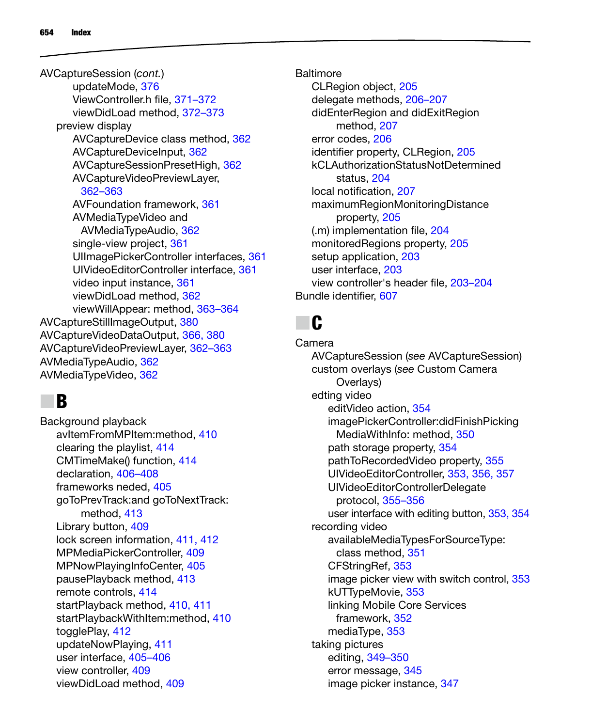AVCaptureSession (*cont.*)
        updateMode, 376
        ViewController.h file, 371–372
        viewDidLoad method, 372–373
    preview display
        AVCaptureDevice class method, 362
        AVCaptureDeviceInput, 362
        AVCaptureSessionPresetHigh, 362
        AVCaptureVideoPreviewLayer, 362–363
        AVFoundation framework, 361
        AVMediaTypeVideo and AVMediaTypeAudio, 362
        single-view project, 361
        UIImagePickerController interfaces, 361
        UIVideoEditorController interface, 361
        video input instance, 361
        viewDidLoad method, 362
        viewWillAppear: method, 363–364
AVCaptureStillImageOutput, 380
AVCaptureVideoDataOutput, 366, 380
AVCaptureVideoPreviewLayer, 362–363
AVMediaTypeAudio, 362
AVMediaTypeVideo, 362

## B

Background playback
    avItemFromMPItem:method, 410
    clearing the playlist, 414
    CMTimeMake() function, 414
    declaration, 406–408
    frameworks neded, 405
    goToPrevTrack:and goToNextTrack: method, 413
    Library button, 409
    lock screen information, 411, 412
    MPMediaPickerController, 409
    MPNowPlayingInfoCenter, 405
    pausePlayback method, 413
    remote controls, 414
    startPlayback method, 410, 411
    startPlaybackWithItem:method, 410
    togglePlay, 412
    updateNowPlaying, 411
    user interface, 405–406
    view controller, 409
    viewDidLoad method, 409

Baltimore
    CLRegion object, 205
    delegate methods, 206–207
    didEnterRegion and didExitRegion method, 207
    error codes, 206
    identifier property, CLRegion, 205
    kCLAuthorizationStatusNotDetermined status, 204
    local notification, 207
    maximumRegionMonitoringDistance property, 205
    (.m) implementation file, 204
    monitoredRegions property, 205
    setup application, 203
    user interface, 203
    view controller's header file, 203–204
Bundle identifier, 607

## C

Camera
    AVCaptureSession (*see* AVCaptureSession)
    custom overlays (*see* Custom Camera Overlays)
    edting video
        editVideo action, 354
        imagePickerController:didFinishPickingMediaWithInfo: method, 350
        path storage property, 354
        pathToRecordedVideo property, 355
        UIVideoEditorController, 353, 356, 357
        UIVideoEditorControllerDelegate protocol, 355–356
        user interface with editing button, 353, 354
    recording video
        availableMediaTypesForSourceType: class method, 351
        CFStringRef, 353
        image picker view with switch control, 353
        kUTTypeMovie, 353
        linking Mobile Core Services framework, 352
        mediaType, 353
    taking pictures
        editing, 349–350
        error message, 345
        image picker instance, 347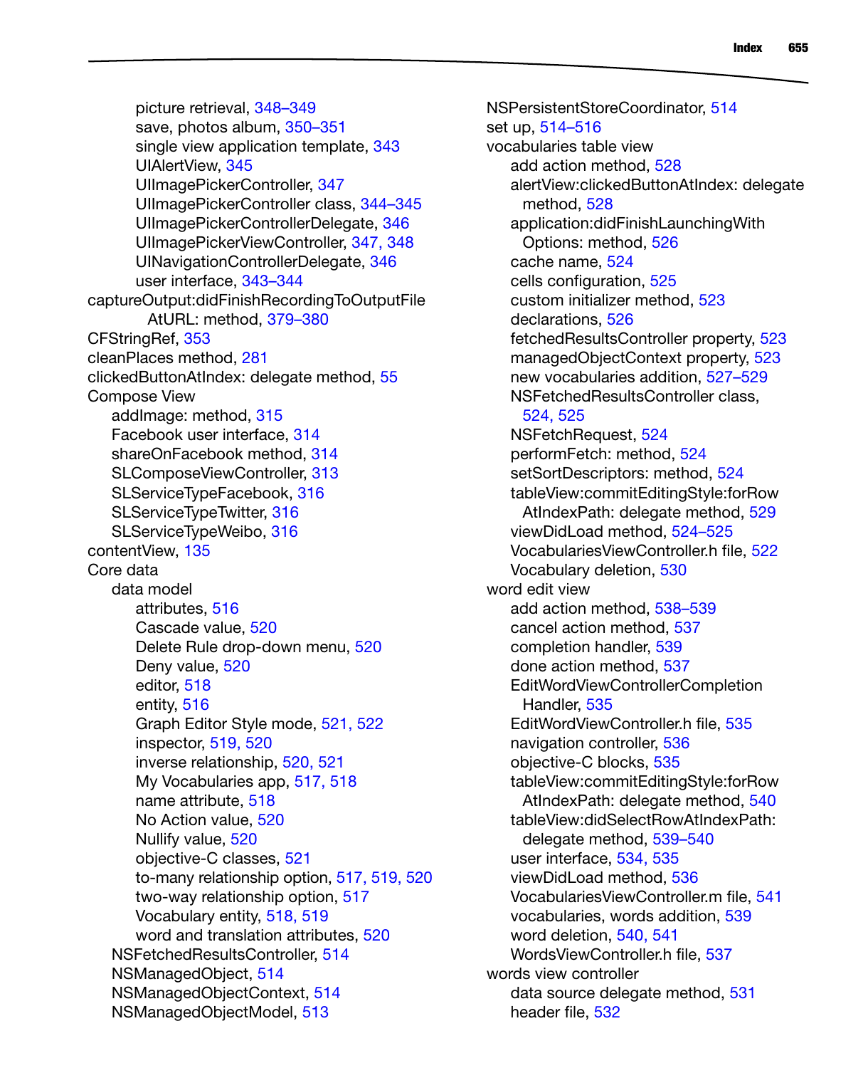picture retrieval, 348–349
save, photos album, 350–351
single view application template, 343
UIAlertView, 345
UIImagePickerController, 347
UIImagePickerController class, 344–345
UIImagePickerControllerDelegate, 346
UIImagePickerViewController, 347, 348
UINavigationControllerDelegate, 346
user interface, 343–344

captureOutput:didFinishRecordingToOutputFile AtURL: method, 379–380
CFStringRef, 353
cleanPlaces method, 281
clickedButtonAtIndex: delegate method, 55
Compose View
- addImage: method, 315
- Facebook user interface, 314
- shareOnFacebook method, 314
- SLComposeViewController, 313
- SLServiceTypeFacebook, 316
- SLServiceTypeTwitter, 316
- SLServiceTypeWeibo, 316

contentView, 135
Core data
- data model
  - attributes, 516
  - Cascade value, 520
  - Delete Rule drop-down menu, 520
  - Deny value, 520
  - editor, 518
  - entity, 516
  - Graph Editor Style mode, 521, 522
  - inspector, 519, 520
  - inverse relationship, 520, 521
  - My Vocabularies app, 517, 518
  - name attribute, 518
  - No Action value, 520
  - Nullify value, 520
  - objective-C classes, 521
  - to-many relationship option, 517, 519, 520
  - two-way relationship option, 517
  - Vocabulary entity, 518, 519
  - word and translation attributes, 520
- NSFetchedResultsController, 514
- NSManagedObject, 514
- NSManagedObjectContext, 514
- NSManagedObjectModel, 513
- NSPersistentStoreCoordinator, 514
- set up, 514–516
- vocabularies table view
  - add action method, 528
  - alertView:clickedButtonAtIndex: delegate method, 528
  - application:didFinishLaunchingWith Options: method, 526
  - cache name, 524
  - cells configuration, 525
  - custom initializer method, 523
  - declarations, 526
  - fetchedResultsController property, 523
  - managedObjectContext property, 523
  - new vocabularies addition, 527–529
  - NSFetchedResultsController class, 524, 525
  - NSFetchRequest, 524
  - performFetch: method, 524
  - setSortDescriptors: method, 524
  - tableView:commitEditingStyle:forRow AtIndexPath: delegate method, 529
  - viewDidLoad method, 524–525
  - VocabulariesViewController.h file, 522
  - Vocabulary deletion, 530
- word edit view
  - add action method, 538–539
  - cancel action method, 537
  - completion handler, 539
  - done action method, 537
  - EditWordViewControllerCompletion Handler, 535
  - EditWordViewController.h file, 535
  - navigation controller, 536
  - objective-C blocks, 535
  - tableView:commitEditingStyle:forRow AtIndexPath: delegate method, 540
  - tableView:didSelectRowAtIndexPath: delegate method, 539–540
  - user interface, 534, 535
  - viewDidLoad method, 536
  - VocabulariesViewController.m file, 541
  - vocabularies, words addition, 539
  - word deletion, 540, 541
  - WordsViewController.h file, 537
- words view controller
  - data source delegate method, 531
  - header file, 532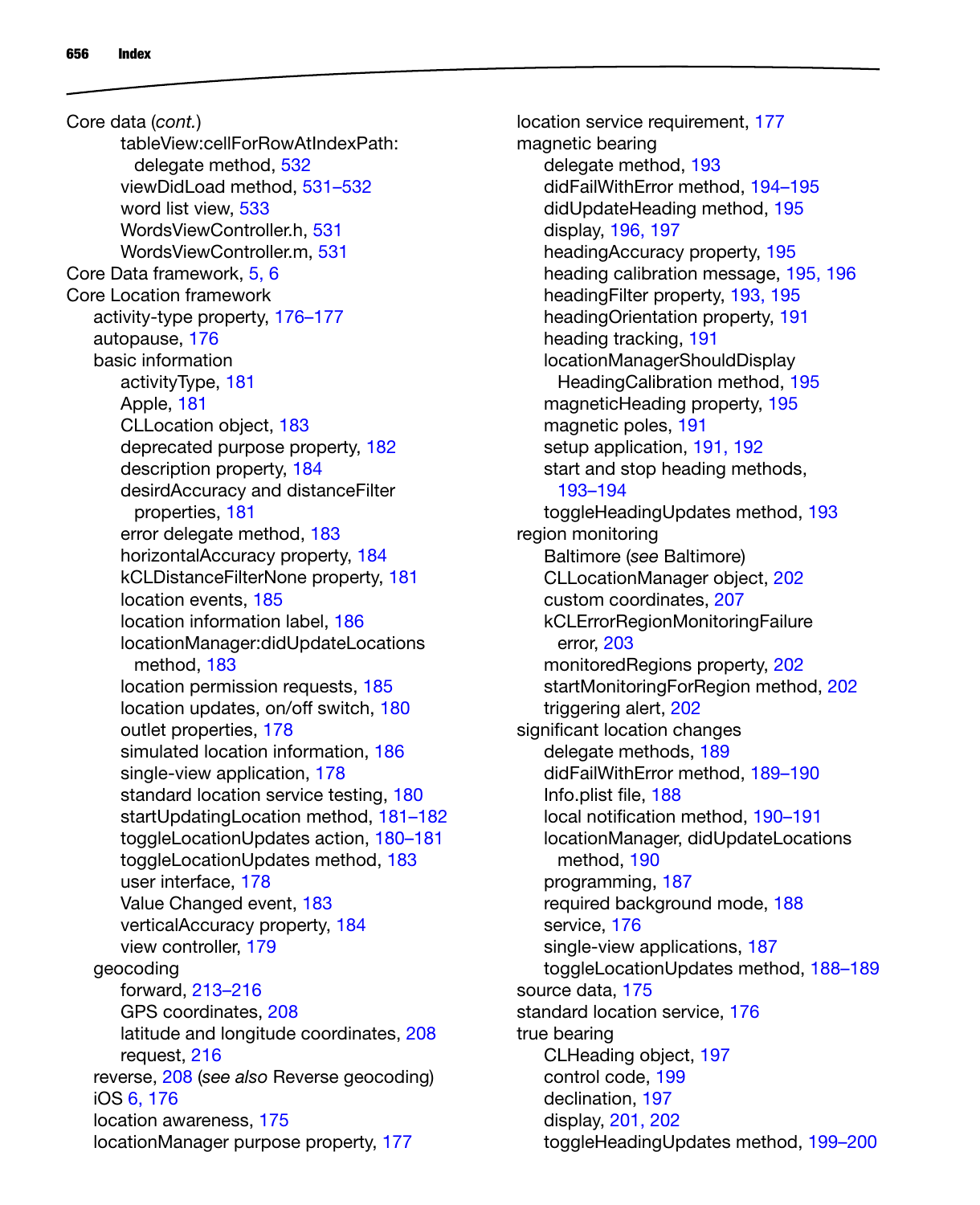Core data (*cont.*)
- tableView:cellForRowAtIndexPath: delegate method, 532
- viewDidLoad method, 531–532
- word list view, 533
- WordsViewController.h, 531
- WordsViewController.m, 531

Core Data framework, 5, 6

Core Location framework
- activity-type property, 176–177
- autopause, 176
- basic information
  - activityType, 181
  - Apple, 181
  - CLLocation object, 183
  - deprecated purpose property, 182
  - description property, 184
  - desirdAccuracy and distanceFilter properties, 181
  - error delegate method, 183
  - horizontalAccuracy property, 184
  - kCLDistanceFilterNone property, 181
  - location events, 185
  - location information label, 186
  - locationManager:didUpdateLocations method, 183
  - location permission requests, 185
  - location updates, on/off switch, 180
  - outlet properties, 178
  - simulated location information, 186
  - single-view application, 178
  - standard location service testing, 180
  - startUpdatingLocation method, 181–182
  - toggleLocationUpdates action, 180–181
  - toggleLocationUpdates method, 183
  - user interface, 178
  - Value Changed event, 183
  - verticalAccuracy property, 184
  - view controller, 179
- geocoding
  - forward, 213–216
  - GPS coordinates, 208
  - latitude and longitude coordinates, 208
  - request, 216
- reverse, 208 (*see also* Reverse geocoding)
- iOS 6, 176
- location awareness, 175
- locationManager purpose property, 177
- location service requirement, 177
- magnetic bearing
  - delegate method, 193
  - didFailWithError method, 194–195
  - didUpdateHeading method, 195
  - display, 196, 197
  - headingAccuracy property, 195
  - heading calibration message, 195, 196
  - headingFilter property, 193, 195
  - headingOrientation property, 191
  - heading tracking, 191
  - locationManagerShouldDisplay HeadingCalibration method, 195
  - magneticHeading property, 195
  - magnetic poles, 191
  - setup application, 191, 192
  - start and stop heading methods, 193–194
  - toggleHeadingUpdates method, 193
- region monitoring
  - Baltimore (*see* Baltimore)
  - CLLocationManager object, 202
  - custom coordinates, 207
  - kCLErrorRegionMonitoringFailure error, 203
  - monitoredRegions property, 202
  - startMonitoringForRegion method, 202
  - triggering alert, 202
- significant location changes
  - delegate methods, 189
  - didFailWithError method, 189–190
  - Info.plist file, 188
  - local notification method, 190–191
  - locationManager, didUpdateLocations method, 190
  - programming, 187
  - required background mode, 188
  - service, 176
  - single-view applications, 187
  - toggleLocationUpdates method, 188–189
- source data, 175
- standard location service, 176
- true bearing
  - CLHeading object, 197
  - control code, 199
  - declination, 197
  - display, 201, 202
  - toggleHeadingUpdates method, 199–200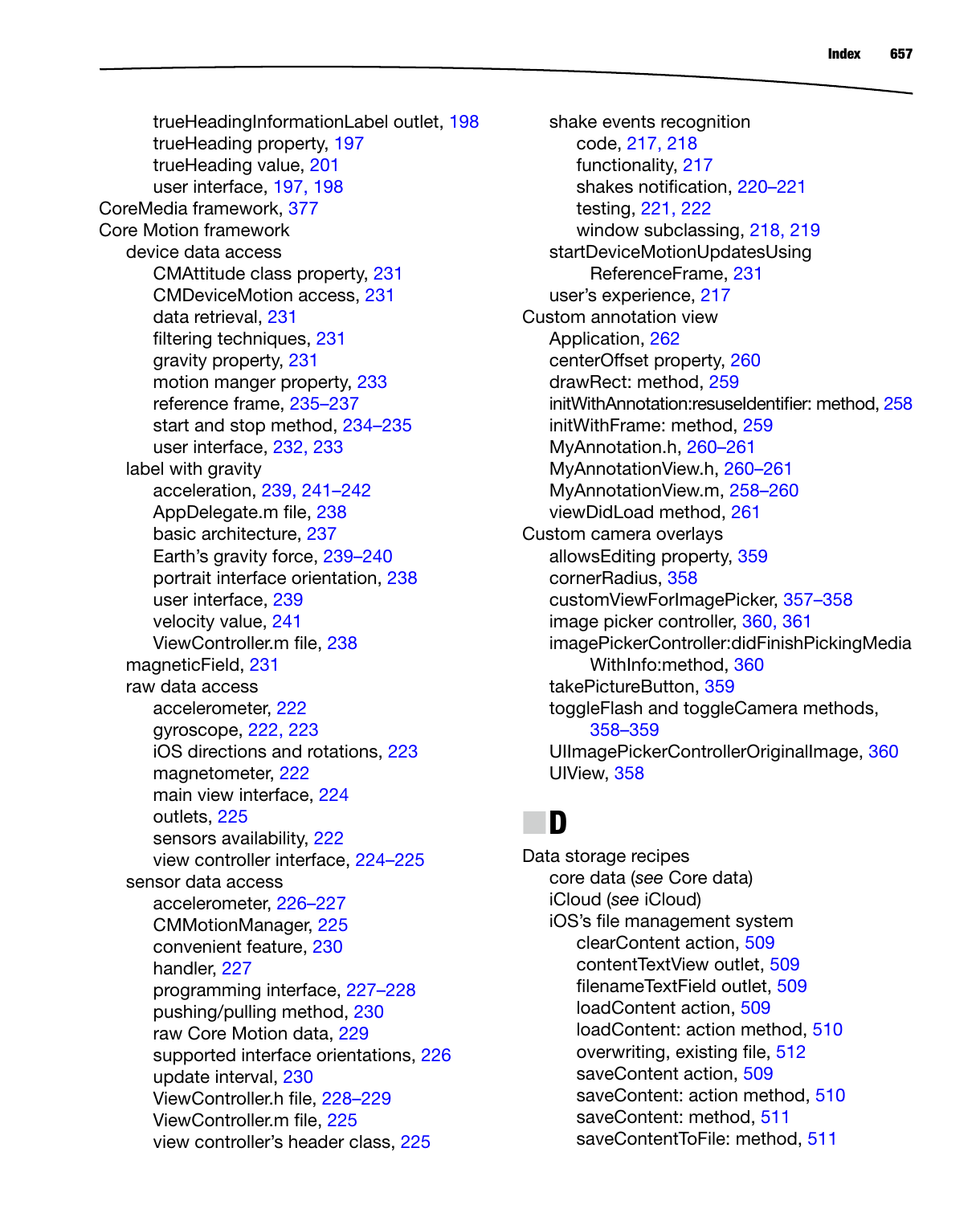trueHeadingInformationLabel outlet, 198
trueHeading property, 197
trueHeading value, 201
user interface, 197, 198

CoreMedia framework, 377

Core Motion framework
- device data access
  - CMAttitude class property, 231
  - CMDeviceMotion access, 231
  - data retrieval, 231
  - filtering techniques, 231
  - gravity property, 231
  - motion manger property, 233
  - reference frame, 235–237
  - start and stop method, 234–235
  - user interface, 232, 233
- label with gravity
  - acceleration, 239, 241–242
  - AppDelegate.m file, 238
  - basic architecture, 237
  - Earth's gravity force, 239–240
  - portrait interface orientation, 238
  - user interface, 239
  - velocity value, 241
  - ViewController.m file, 238
- magneticField, 231
- raw data access
  - accelerometer, 222
  - gyroscope, 222, 223
  - iOS directions and rotations, 223
  - magnetometer, 222
  - main view interface, 224
  - outlets, 225
  - sensors availability, 222
  - view controller interface, 224–225
- sensor data access
  - accelerometer, 226–227
  - CMMotionManager, 225
  - convenient feature, 230
  - handler, 227
  - programming interface, 227–228
  - pushing/pulling method, 230
  - raw Core Motion data, 229
  - supported interface orientations, 226
  - update interval, 230
  - ViewController.h file, 228–229
  - ViewController.m file, 225
  - view controller's header class, 225
- shake events recognition
  - code, 217, 218
  - functionality, 217
  - shakes notification, 220–221
  - testing, 221, 222
  - window subclassing, 218, 219
- startDeviceMotionUpdatesUsingReferenceFrame, 231
- user's experience, 217

Custom annotation view
- Application, 262
- centerOffset property, 260
- drawRect: method, 259
- initWithAnnotation:resuseIdentifier: method, 258
- initWithFrame: method, 259
- MyAnnotation.h, 260–261
- MyAnnotationView.h, 260–261
- MyAnnotationView.m, 258–260
- viewDidLoad method, 261

Custom camera overlays
- allowsEditing property, 359
- cornerRadius, 358
- customViewForImagePicker, 357–358
- image picker controller, 360, 361
- imagePickerController:didFinishPickingMediaWithInfo:method, 360
- takePictureButton, 359
- toggleFlash and toggleCamera methods, 358–359
- UIImagePickerControllerOriginalImage, 360
- UIView, 358

## D

Data storage recipes
- core data (*see* Core data)
- iCloud (*see* iCloud)
- iOS's file management system
  - clearContent action, 509
  - contentTextView outlet, 509
  - filenameTextField outlet, 509
  - loadContent action, 509
  - loadContent: action method, 510
  - overwriting, existing file, 512
  - saveContent action, 509
  - saveContent: action method, 510
  - saveContent: method, 511
  - saveContentToFile: method, 511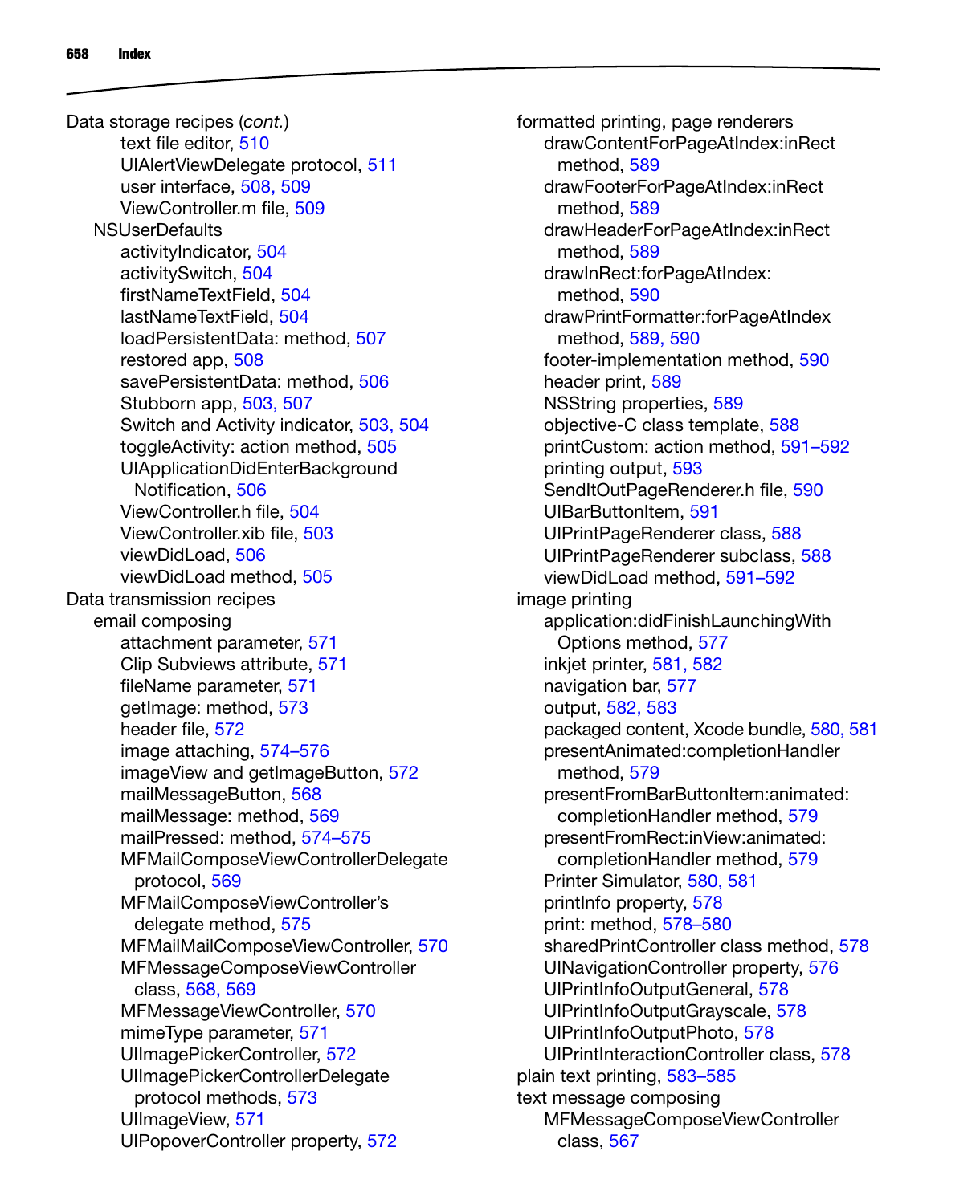Data storage recipes (*cont.*)
- text file editor, 510
- UIAlertViewDelegate protocol, 511
- user interface, 508, 509
- ViewController.m file, 509

NSUserDefaults
- activityIndicator, 504
- activitySwitch, 504
- firstNameTextField, 504
- lastNameTextField, 504
- loadPersistentData: method, 507
- restored app, 508
- savePersistentData: method, 506
- Stubborn app, 503, 507
- Switch and Activity indicator, 503, 504
- toggleActivity: action method, 505
- UIApplicationDidEnterBackground Notification, 506
- ViewController.h file, 504
- ViewController.xib file, 503
- viewDidLoad, 506
- viewDidLoad method, 505

Data transmission recipes

email composing
- attachment parameter, 571
- Clip Subviews attribute, 571
- fileName parameter, 571
- getImage: method, 573
- header file, 572
- image attaching, 574–576
- imageView and getImageButton, 572
- mailMessageButton, 568
- mailMessage: method, 569
- mailPressed: method, 574–575
- MFMailComposeViewControllerDelegate protocol, 569
- MFMailComposeViewController's delegate method, 575
- MFMailMailComposeViewController, 570
- MFMessageComposeViewController class, 568, 569
- MFMessageViewController, 570
- mimeType parameter, 571
- UIImagePickerController, 572
- UIImagePickerControllerDelegate protocol methods, 573
- UIImageView, 571
- UIPopoverController property, 572

formatted printing, page renderers
- drawContentForPageAtIndex:inRect method, 589
- drawFooterForPageAtIndex:inRect method, 589
- drawHeaderForPageAtIndex:inRect method, 589
- drawInRect:forPageAtIndex: method, 590
- drawPrintFormatter:forPageAtIndex method, 589, 590
- footer-implementation method, 590
- header print, 589
- NSString properties, 589
- objective-C class template, 588
- printCustom: action method, 591–592
- printing output, 593
- SendItOutPageRenderer.h file, 590
- UIBarButtonItem, 591
- UIPrintPageRenderer class, 588
- UIPrintPageRenderer subclass, 588
- viewDidLoad method, 591–592

image printing
- application:didFinishLaunchingWith Options method, 577
- inkjet printer, 581, 582
- navigation bar, 577
- output, 582, 583
- packaged content, Xcode bundle, 580, 581
- presentAnimated:completionHandler method, 579
- presentFromBarButtonItem:animated: completionHandler method, 579
- presentFromRect:inView:animated: completionHandler method, 579
- Printer Simulator, 580, 581
- printInfo property, 578
- print: method, 578–580
- sharedPrintController class method, 578
- UINavigationController property, 576
- UIPrintInfoOutputGeneral, 578
- UIPrintInfoOutputGrayscale, 578
- UIPrintInfoOutputPhoto, 578
- UIPrintInteractionController class, 578

plain text printing, 583–585

text message composing
- MFMessageComposeViewController class, 567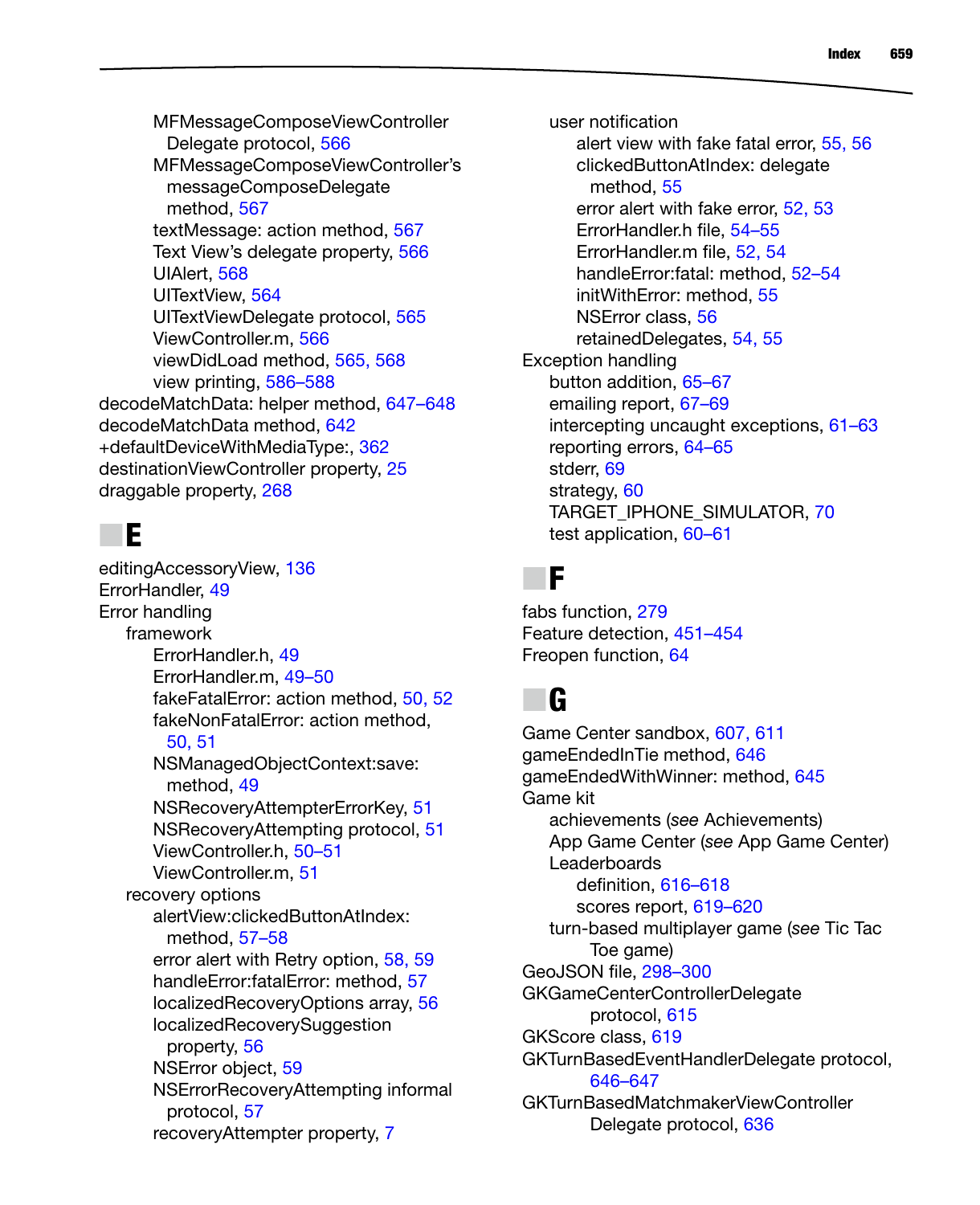MFMessageComposeViewController Delegate protocol, 566
MFMessageComposeViewController's messageComposeDelegate method, 567
textMessage: action method, 567
Text View's delegate property, 566
UIAlert, 568
UITextView, 564
UITextViewDelegate protocol, 565
ViewController.m, 566
viewDidLoad method, 565, 568
view printing, 586–588

decodeMatchData: helper method, 647–648
decodeMatchData method, 642
+defaultDeviceWithMediaType:, 362
destinationViewController property, 25
draggable property, 268

## E

editingAccessoryView, 136
ErrorHandler, 49
Error handling
- framework
  - ErrorHandler.h, 49
  - ErrorHandler.m, 49–50
  - fakeFatalError: action method, 50, 52
  - fakeNonFatalError: action method, 50, 51
  - NSManagedObjectContext:save: method, 49
  - NSRecoveryAttempterErrorKey, 51
  - NSRecoveryAttempting protocol, 51
  - ViewController.h, 50–51
  - ViewController.m, 51
- recovery options
  - alertView:clickedButtonAtIndex: method, 57–58
  - error alert with Retry option, 58, 59
  - handleError:fatalError: method, 57
  - localizedRecoveryOptions array, 56
  - localizedRecoverySuggestion property, 56
  - NSError object, 59
  - NSErrorRecoveryAttempting informal protocol, 57
  - recoveryAttempter property, 7
- user notification
  - alert view with fake fatal error, 55, 56
  - clickedButtonAtIndex: delegate method, 55
  - error alert with fake error, 52, 53
  - ErrorHandler.h file, 54–55
  - ErrorHandler.m file, 52, 54
  - handleError:fatal: method, 52–54
  - initWithError: method, 55
  - NSError class, 56
  - retainedDelegates, 54, 55

Exception handling
- button addition, 65–67
- emailing report, 67–69
- intercepting uncaught exceptions, 61–63
- reporting errors, 64–65
- stderr, 69
- strategy, 60
- TARGET_IPHONE_SIMULATOR, 70
- test application, 60–61

## F

fabs function, 279
Feature detection, 451–454
Freopen function, 64

## G

Game Center sandbox, 607, 611
gameEndedInTie method, 646
gameEndedWithWinner: method, 645
Game kit
- achievements (*see* Achievements)
- App Game Center (*see* App Game Center)
- Leaderboards
  - definition, 616–618
  - scores report, 619–620
- turn-based multiplayer game (*see* Tic Tac Toe game)

GeoJSON file, 298–300
GKGameCenterControllerDelegate protocol, 615
GKScore class, 619
GKTurnBasedEventHandlerDelegate protocol, 646–647
GKTurnBasedMatchmakerViewController Delegate protocol, 636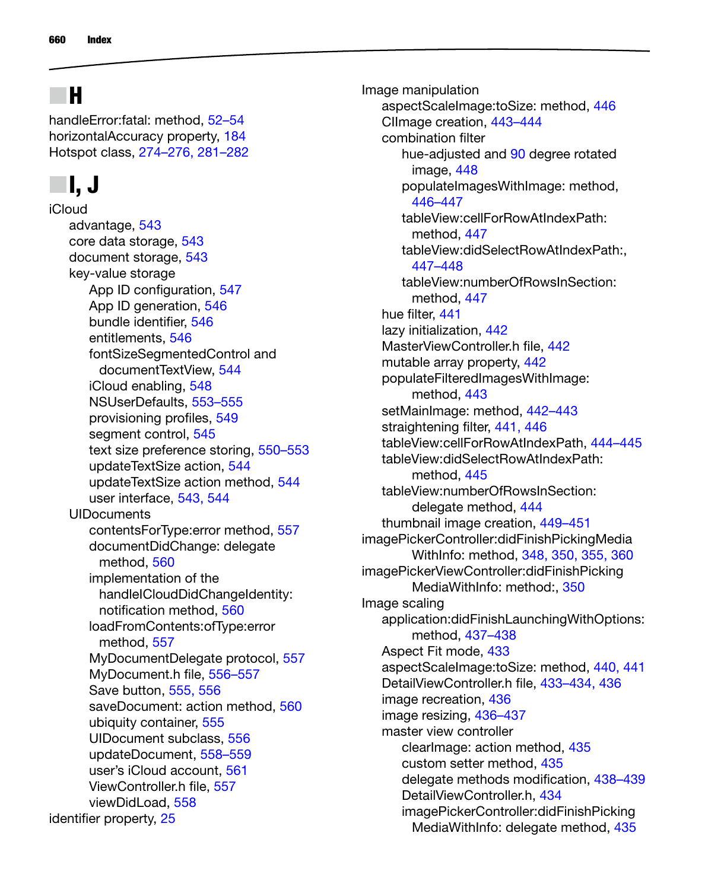## H

handleError:fatal: method, 52–54
horizontalAccuracy property, 184
Hotspot class, 274–276, 281–282

## I, J

iCloud
- advantage, 543
- core data storage, 543
- document storage, 543
- key-value storage
  - App ID configuration, 547
  - App ID generation, 546
  - bundle identifier, 546
  - entitlements, 546
  - fontSizeSegmentedControl and documentTextView, 544
  - iCloud enabling, 548
  - NSUserDefaults, 553–555
  - provisioning profiles, 549
  - segment control, 545
  - text size preference storing, 550–553
  - updateTextSize action, 544
  - updateTextSize action method, 544
  - user interface, 543, 544
- UIDocuments
  - contentsForType:error method, 557
  - documentDidChange: delegate method, 560
  - implementation of the handleICloudDidChangeIdentity: notification method, 560
  - loadFromContents:ofType:error method, 557
  - MyDocumentDelegate protocol, 557
  - MyDocument.h file, 556–557
  - Save button, 555, 556
  - saveDocument: action method, 560
  - ubiquity container, 555
  - UIDocument subclass, 556
  - updateDocument, 558–559
  - user's iCloud account, 561
  - ViewController.h file, 557
  - viewDidLoad, 558

identifier property, 25

Image manipulation
- aspectScaleImage:toSize: method, 446
- CIImage creation, 443–444
- combination filter
  - hue-adjusted and 90 degree rotated image, 448
  - populateImagesWithImage: method, 446–447
  - tableView:cellForRowAtIndexPath: method, 447
  - tableView:didSelectRowAtIndexPath:, 447–448
  - tableView:numberOfRowsInSection: method, 447
- hue filter, 441
- lazy initialization, 442
- MasterViewController.h file, 442
- mutable array property, 442
- populateFilteredImagesWithImage: method, 443
- setMainImage: method, 442–443
- straightening filter, 441, 446
- tableView:cellForRowAtIndexPath, 444–445
- tableView:didSelectRowAtIndexPath: method, 445
- tableView:numberOfRowsInSection: delegate method, 444
- thumbnail image creation, 449–451

imagePickerController:didFinishPickingMediaWithInfo: method, 348, 350, 355, 360

imagePickerViewController:didFinishPickingMediaWithInfo: method:, 350

Image scaling
- application:didFinishLaunchingWithOptions: method, 437–438
- Aspect Fit mode, 433
- aspectScaleImage:toSize: method, 440, 441
- DetailViewController.h file, 433–434, 436
- image recreation, 436
- image resizing, 436–437
- master view controller
  - clearImage: action method, 435
  - custom setter method, 435
  - delegate methods modification, 438–439
  - DetailViewController.h, 434
  - imagePickerController:didFinishPickingMediaWithInfo: delegate method, 435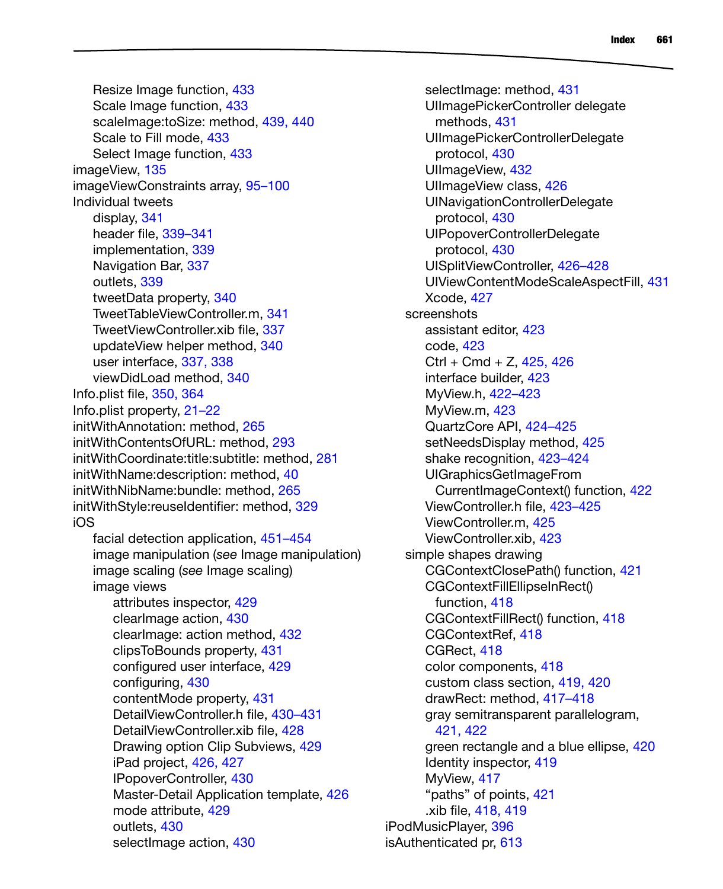- Resize Image function, 433
  - Scale Image function, 433
  - scaleImage:toSize: method, 439, 440
  - Scale to Fill mode, 433
  - Select Image function, 433
- imageView, 135
- imageViewConstraints array, 95–100
- Individual tweets
  - display, 341
  - header file, 339–341
  - implementation, 339
  - Navigation Bar, 337
  - outlets, 339
  - tweetData property, 340
  - TweetTableViewController.m, 341
  - TweetViewController.xib file, 337
  - updateView helper method, 340
  - user interface, 337, 338
  - viewDidLoad method, 340
- Info.plist file, 350, 364
- Info.plist property, 21–22
- initWithAnnotation: method, 265
- initWithContentsOfURL: method, 293
- initWithCoordinate:title:subtitle: method, 281
- initWithName:description: method, 40
- initWithNibName:bundle: method, 265
- initWithStyle:reuseIdentifier: method, 329
- iOS
  - facial detection application, 451–454
  - image manipulation (*see* Image manipulation)
  - image scaling (*see* Image scaling)
  - image views
    - attributes inspector, 429
    - clearImage action, 430
    - clearImage: action method, 432
    - clipsToBounds property, 431
    - configured user interface, 429
    - configuring, 430
    - contentMode property, 431
    - DetailViewController.h file, 430–431
    - DetailViewController.xib file, 428
    - Drawing option Clip Subviews, 429
    - iPad project, 426, 427
    - IPopoverController, 430
    - Master-Detail Application template, 426
    - mode attribute, 429
    - outlets, 430
    - selectImage action, 430
    - selectImage: method, 431
    - UIImagePickerController delegate methods, 431
    - UIImagePickerControllerDelegate protocol, 430
    - UIImageView, 432
    - UIImageView class, 426
    - UINavigationControllerDelegate protocol, 430
    - UIPopoverControllerDelegate protocol, 430
    - UISplitViewController, 426–428
    - UIViewContentModeScaleAspectFill, 431
    - Xcode, 427
  - screenshots
    - assistant editor, 423
    - code, 423
    - Ctrl + Cmd + Z, 425, 426
    - interface builder, 423
    - MyView.h, 422–423
    - MyView.m, 423
    - QuartzCore API, 424–425
    - setNeedsDisplay method, 425
    - shake recognition, 423–424
    - UIGraphicsGetImageFromCurrentImageContext() function, 422
    - ViewController.h file, 423–425
    - ViewController.m, 425
    - ViewController.xib, 423
  - simple shapes drawing
    - CGContextClosePath() function, 421
    - CGContextFillEllipseInRect() function, 418
    - CGContextFillRect() function, 418
    - CGContextRef, 418
    - CGRect, 418
    - color components, 418
    - custom class section, 419, 420
    - drawRect: method, 417–418
    - gray semitransparent parallelogram, 421, 422
    - green rectangle and a blue ellipse, 420
    - Identity inspector, 419
    - MyView, 417
    - “paths” of points, 421
    - .xib file, 418, 419
- iPodMusicPlayer, 396
- isAuthenticated pr, 613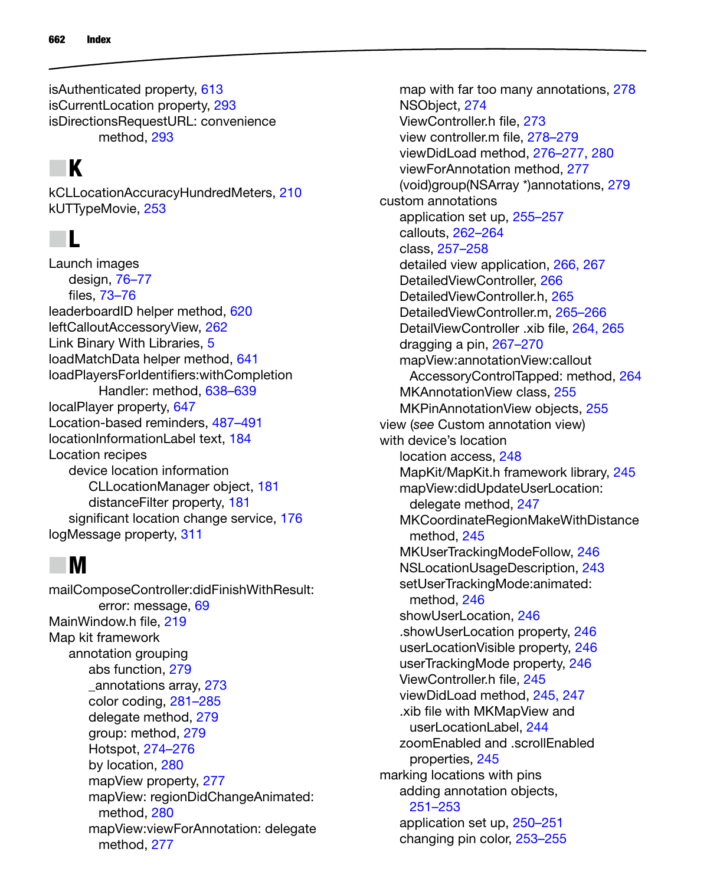isAuthenticated property, 613
isCurrentLocation property, 293
isDirectionsRequestURL: convenience
    method, 293

## K

kCLLocationAccuracyHundredMeters, 210
kUTTypeMovie, 253

## L

Launch images
- design, 76–77
- files, 73–76

leaderboardID helper method, 620
leftCalloutAccessoryView, 262
Link Binary With Libraries, 5
loadMatchData helper method, 641
loadPlayersForIdentifiers:withCompletion
    Handler: method, 638–639
localPlayer property, 647
Location-based reminders, 487–491
locationInformationLabel text, 184
Location recipes
- device location information
  - CLLocationManager object, 181
  - distanceFilter property, 181
- significant location change service, 176

logMessage property, 311

## M

mailComposeController:didFinishWithResult:
    error: message, 69
MainWindow.h file, 219
Map kit framework
- annotation grouping
  - abs function, 279
  - _annotations array, 273
  - color coding, 281–285
  - delegate method, 279
  - group: method, 279
  - Hotspot, 274–276
  - by location, 280
  - mapView property, 277
  - mapView: regionDidChangeAnimated: method, 280
  - mapView:viewForAnnotation: delegate method, 277
  - map with far too many annotations, 278
  - NSObject, 274
  - ViewController.h file, 273
  - view controller.m file, 278–279
  - viewDidLoad method, 276–277, 280
  - viewForAnnotation method, 277
  - (void)group(NSArray *)annotations, 279
- custom annotations
  - application set up, 255–257
  - callouts, 262–264
  - class, 257–258
  - detailed view application, 266, 267
  - DetailedViewController, 266
  - DetailedViewController.h, 265
  - DetailedViewController.m, 265–266
  - DetailViewController .xib file, 264, 265
  - dragging a pin, 267–270
  - mapView:annotationView:callout AccessoryControlTapped: method, 264
  - MKAnnotationView class, 255
  - MKPinAnnotationView objects, 255
- view (*see* Custom annotation view)
- with device's location
  - location access, 248
  - MapKit/MapKit.h framework library, 245
  - mapView:didUpdateUserLocation: delegate method, 247
  - MKCoordinateRegionMakeWithDistance method, 245
  - MKUserTrackingModeFollow, 246
  - NSLocationUsageDescription, 243
  - setUserTrackingMode:animated: method, 246
  - showUserLocation, 246
  - .showUserLocation property, 246
  - userLocationVisible property, 246
  - userTrackingMode property, 246
  - ViewController.h file, 245
  - viewDidLoad method, 245, 247
  - .xib file with MKMapView and userLocationLabel, 244
  - zoomEnabled and .scrollEnabled properties, 245
- marking locations with pins
  - adding annotation objects, 251–253
  - application set up, 250–251
  - changing pin color, 253–255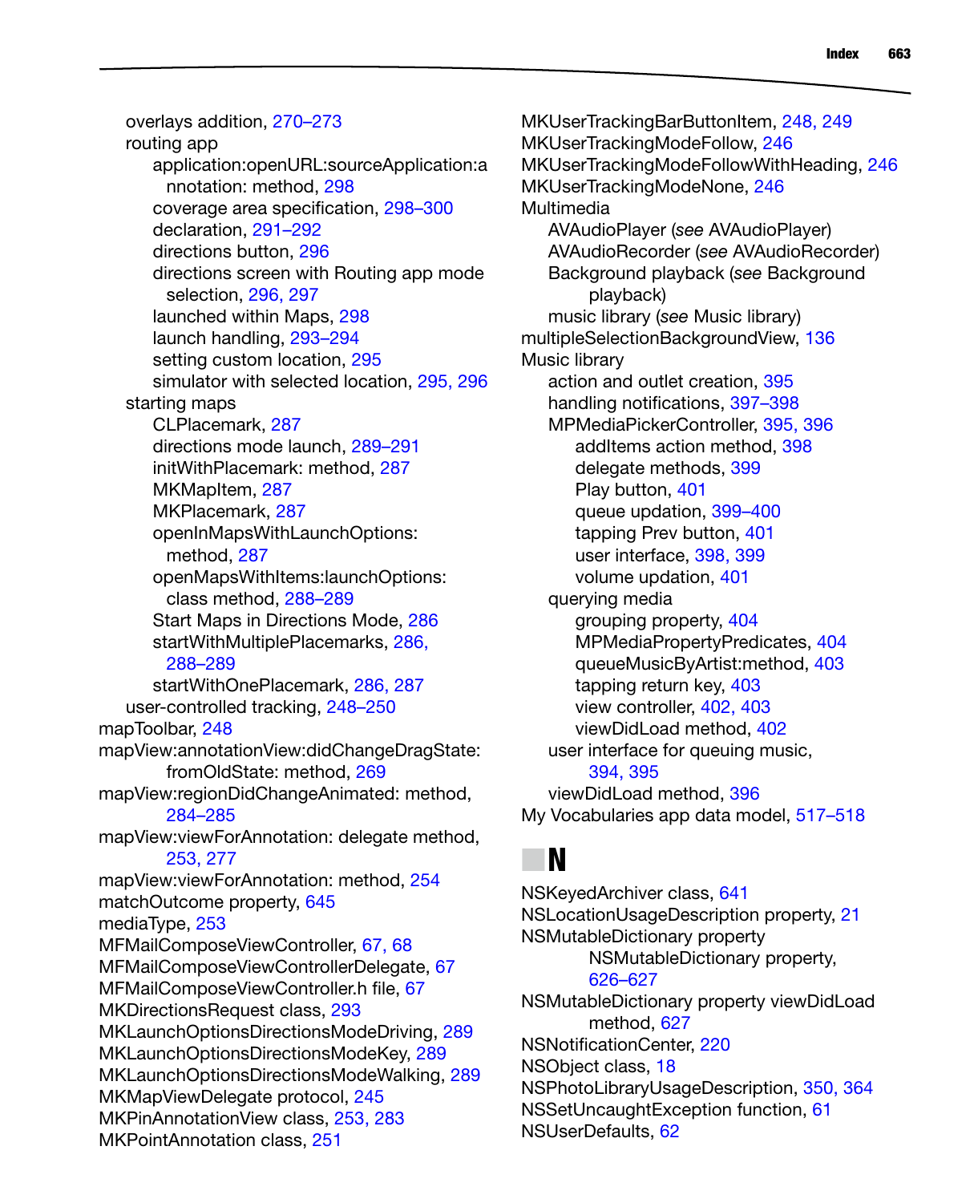overlays addition, 270–273
routing app
application:openURL:sourceApplication:annotation: method, 298
coverage area specification, 298–300
declaration, 291–292
directions button, 296
directions screen with Routing app mode selection, 296, 297
launched within Maps, 298
launch handling, 293–294
setting custom location, 295
simulator with selected location, 295, 296
starting maps
CLPlacemark, 287
directions mode launch, 289–291
initWithPlacemark: method, 287
MKMapItem, 287
MKPlacemark, 287
openInMapsWithLaunchOptions: method, 287
openMapsWithItems:launchOptions: class method, 288–289
Start Maps in Directions Mode, 286
startWithMultiplePlacemarks, 286, 288–289
startWithOnePlacemark, 286, 287
user-controlled tracking, 248–250
mapToolbar, 248
mapView:annotationView:didChangeDragState: fromOldState: method, 269
mapView:regionDidChangeAnimated: method, 284–285
mapView:viewForAnnotation: delegate method, 253, 277
mapView:viewForAnnotation: method, 254
matchOutcome property, 645
mediaType, 253
MFMailComposeViewController, 67, 68
MFMailComposeViewControllerDelegate, 67
MFMailComposeViewController.h file, 67
MKDirectionsRequest class, 293
MKLaunchOptionsDirectionsModeDriving, 289
MKLaunchOptionsDirectionsModeKey, 289
MKLaunchOptionsDirectionsModeWalking, 289
MKMapViewDelegate protocol, 245
MKPinAnnotationView class, 253, 283
MKPointAnnotation class, 251
MKUserTrackingBarButtonItem, 248, 249
MKUserTrackingModeFollow, 246
MKUserTrackingModeFollowWithHeading, 246
MKUserTrackingModeNone, 246
Multimedia
AVAudioPlayer (*see* AVAudioPlayer)
AVAudioRecorder (*see* AVAudioRecorder)
Background playback (*see* Background playback)
music library (*see* Music library)
multipleSelectionBackgroundView, 136
Music library
action and outlet creation, 395
handling notifications, 397–398
MPMediaPickerController, 395, 396
addItems action method, 398
delegate methods, 399
Play button, 401
queue updation, 399–400
tapping Prev button, 401
user interface, 398, 399
volume updation, 401
querying media
grouping property, 404
MPMediaPropertyPredicates, 404
queueMusicByArtist:method, 403
tapping return key, 403
view controller, 402, 403
viewDidLoad method, 402
user interface for queuing music, 394, 395
viewDidLoad method, 396
My Vocabularies app data model, 517–518

## N

NSKeyedArchiver class, 641
NSLocationUsageDescription property, 21
NSMutableDictionary property
NSMutableDictionary property, 626–627
NSMutableDictionary property viewDidLoad method, 627
NSNotificationCenter, 220
NSObject class, 18
NSPhotoLibraryUsageDescription, 350, 364
NSSetUncaughtException function, 61
NSUserDefaults, 62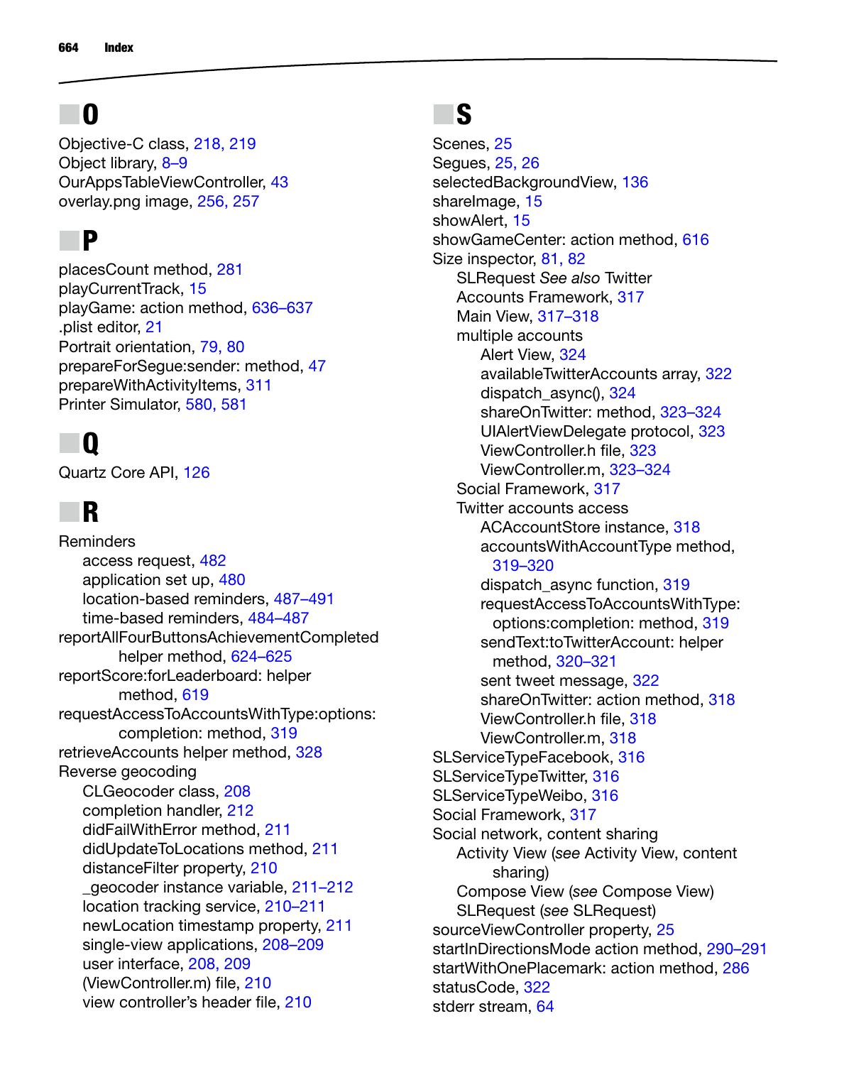## O

Objective-C class, 218, 219
Object library, 8–9
OurAppsTableViewController, 43
overlay.png image, 256, 257

## P

placesCount method, 281
playCurrentTrack, 15
playGame: action method, 636–637
.plist editor, 21
Portrait orientation, 79, 80
prepareForSegue:sender: method, 47
prepareWithActivityItems, 311
Printer Simulator, 580, 581

## Q

Quartz Core API, 126

## R

Reminders
- access request, 482
- application set up, 480
- location-based reminders, 487–491
- time-based reminders, 484–487

reportAllFourButtonsAchievementCompleted helper method, 624–625
reportScore:forLeaderboard: helper method, 619
requestAccessToAccountsWithType:options: completion: method, 319
retrieveAccounts helper method, 328
Reverse geocoding
- CLGeocoder class, 208
- completion handler, 212
- didFailWithError method, 211
- didUpdateToLocations method, 211
- distanceFilter property, 210
- _geocoder instance variable, 211–212
- location tracking service, 210–211
- newLocation timestamp property, 211
- single-view applications, 208–209
- user interface, 208, 209
- (ViewController.m) file, 210
- view controller's header file, 210

## S

Scenes, 25
Segues, 25, 26
selectedBackgroundView, 136
shareImage, 15
showAlert, 15
showGameCenter: action method, 616
Size inspector, 81, 82
- SLRequest *See also* Twitter
- Accounts Framework, 317
- Main View, 317–318
- multiple accounts
  - Alert View, 324
  - availableTwitterAccounts array, 322
  - dispatch_async(), 324
  - shareOnTwitter: method, 323–324
  - UIAlertViewDelegate protocol, 323
  - ViewController.h file, 323
  - ViewController.m, 323–324
- Social Framework, 317
- Twitter accounts access
  - ACAccountStore instance, 318
  - accountsWithAccountType method, 319–320
  - dispatch_async function, 319
  - requestAccessToAccountsWithType: options:completion: method, 319
  - sendText:toTwitterAccount: helper method, 320–321
  - sent tweet message, 322
  - shareOnTwitter: action method, 318
  - ViewController.h file, 318
  - ViewController.m, 318

SLServiceTypeFacebook, 316
SLServiceTypeTwitter, 316
SLServiceTypeWeibo, 316
Social Framework, 317
Social network, content sharing
- Activity View (*see* Activity View, content sharing)
- Compose View (*see* Compose View)
- SLRequest (*see* SLRequest)

sourceViewController property, 25
startInDirectionsMode action method, 290–291
startWithOnePlacemark: action method, 286
statusCode, 322
stderr stream, 64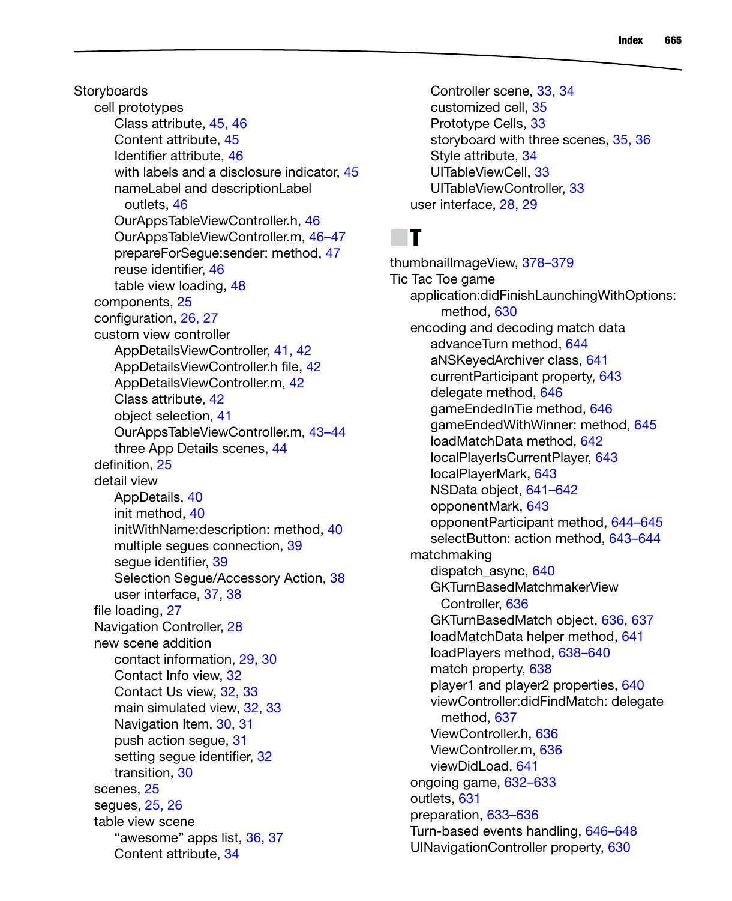Storyboards
- cell prototypes
  - Class attribute, 45, 46
  - Content attribute, 45
  - Identifier attribute, 46
  - with labels and a disclosure indicator, 45
  - nameLabel and descriptionLabel outlets, 46
  - OurAppsTableViewController.h, 46
  - OurAppsTableViewController.m, 46–47
  - prepareForSegue:sender: method, 47
  - reuse identifier, 46
  - table view loading, 48
- components, 25
- configuration, 26, 27
- custom view controller
  - AppDetailsViewController, 41, 42
  - AppDetailsViewController.h file, 42
  - AppDetailsViewController.m, 42
  - Class attribute, 42
  - object selection, 41
  - OurAppsTableViewController.m, 43–44
  - three App Details scenes, 44
- definition, 25
- detail view
  - AppDetails, 40
  - init method, 40
  - initWithName:description: method, 40
  - multiple segues connection, 39
  - segue identifier, 39
  - Selection Segue/Accessory Action, 38
  - user interface, 37, 38
- file loading, 27
- Navigation Controller, 28
- new scene addition
  - contact information, 29, 30
  - Contact Info view, 32
  - Contact Us view, 32, 33
  - main simulated view, 32, 33
  - Navigation Item, 30, 31
  - push action segue, 31
  - setting segue identifier, 32
  - transition, 30
- scenes, 25
- segues, 25, 26
- table view scene
  - "awesome" apps list, 36, 37
  - Content attribute, 34
  - Controller scene, 33, 34
  - customized cell, 35
  - Prototype Cells, 33
  - storyboard with three scenes, 35, 36
  - Style attribute, 34
  - UITableViewCell, 33
  - UITableViewController, 33
- user interface, 28, 29

## T

thumbnailImageView, 378–379

Tic Tac Toe game
- application:didFinishLaunchingWithOptions: method, 630
- encoding and decoding match data
  - advanceTurn method, 644
  - aNSKeyedArchiver class, 641
  - currentParticipant property, 643
  - delegate method, 646
  - gameEndedInTie method, 646
  - gameEndedWithWinner: method, 645
  - loadMatchData method, 642
  - localPlayerIsCurrentPlayer, 643
  - localPlayerMark, 643
  - NSData object, 641–642
  - opponentMark, 643
  - opponentParticipant method, 644–645
  - selectButton: action method, 643–644
- matchmaking
  - dispatch_async, 640
  - GKTurnBasedMatchmakerView Controller, 636
  - GKTurnBasedMatch object, 636, 637
  - loadMatchData helper method, 641
  - loadPlayers method, 638–640
  - match property, 638
  - player1 and player2 properties, 640
  - viewController:didFindMatch: delegate method, 637
  - ViewController.h, 636
  - ViewController.m, 636
  - viewDidLoad, 641
- ongoing game, 632–633
- outlets, 631
- preparation, 633–636
- Turn-based events handling, 646–648
- UINavigationController property, 630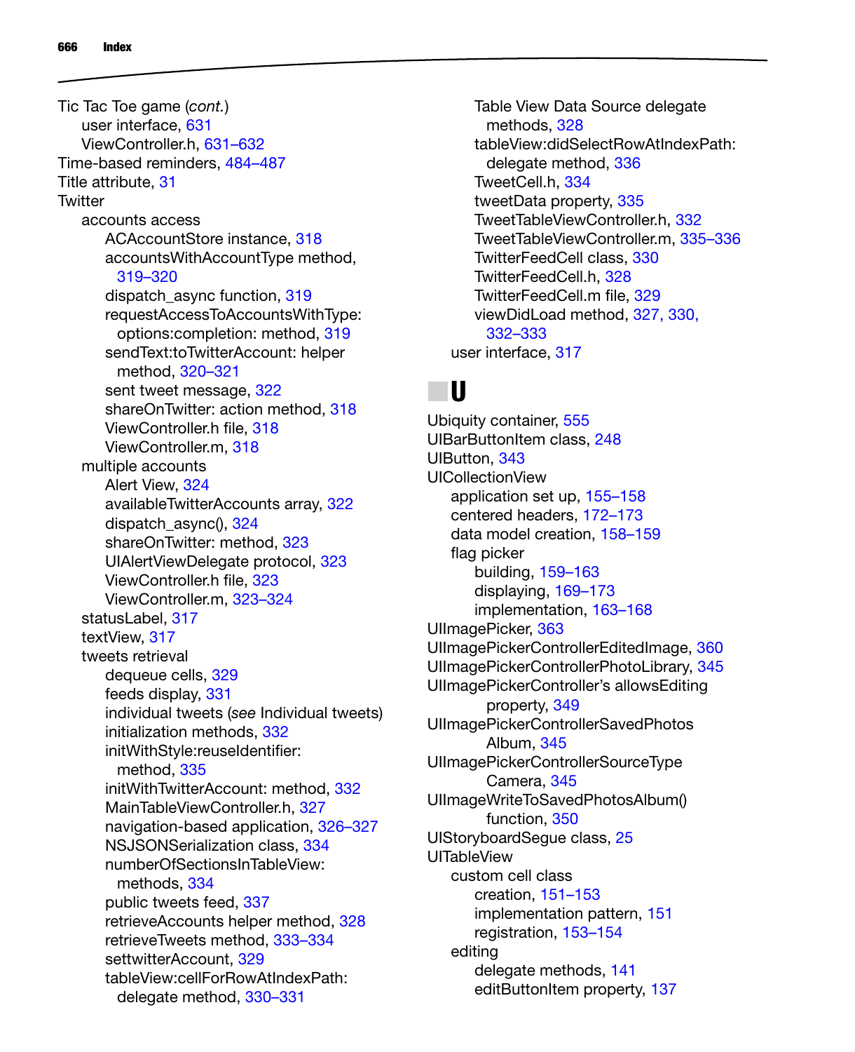Tic Tac Toe game (*cont.*)
- user interface, 631
- ViewController.h, 631–632

Time-based reminders, 484–487
Title attribute, 31
Twitter
- accounts access
  - ACAccountStore instance, 318
  - accountsWithAccountType method, 319–320
  - dispatch_async function, 319
  - requestAccessToAccountsWithType:options:completion: method, 319
  - sendText:toTwitterAccount: helper method, 320–321
  - sent tweet message, 322
  - shareOnTwitter: action method, 318
  - ViewController.h file, 318
  - ViewController.m, 318
- multiple accounts
  - Alert View, 324
  - availableTwitterAccounts array, 322
  - dispatch_async(), 324
  - shareOnTwitter: method, 323
  - UIAlertViewDelegate protocol, 323
  - ViewController.h file, 323
  - ViewController.m, 323–324
- statusLabel, 317
- textView, 317
- tweets retrieval
  - dequeue cells, 329
  - feeds display, 331
  - individual tweets (*see* Individual tweets)
  - initialization methods, 332
  - initWithStyle:reuseIdentifier: method, 335
  - initWithTwitterAccount: method, 332
  - MainTableViewController.h, 327
  - navigation-based application, 326–327
  - NSJSONSerialization class, 334
  - numberOfSectionsInTableView: methods, 334
  - public tweets feed, 337
  - retrieveAccounts helper method, 328
  - retrieveTweets method, 333–334
  - settwitterAccount, 329
  - tableView:cellForRowAtIndexPath: delegate method, 330–331
  - Table View Data Source delegate methods, 328
  - tableView:didSelectRowAtIndexPath: delegate method, 336
  - TweetCell.h, 334
  - tweetData property, 335
  - TweetTableViewController.h, 332
  - TweetTableViewController.m, 335–336
  - TwitterFeedCell class, 330
  - TwitterFeedCell.h, 328
  - TwitterFeedCell.m file, 329
  - viewDidLoad method, 327, 330, 332–333
- user interface, 317

## U

Ubiquity container, 555
UIBarButtonItem class, 248
UIButton, 343
UICollectionView
- application set up, 155–158
- centered headers, 172–173
- data model creation, 158–159
- flag picker
  - building, 159–163
  - displaying, 169–173
  - implementation, 163–168

UIImagePicker, 363
UIImagePickerControllerEditedImage, 360
UIImagePickerControllerPhotoLibrary, 345
UIImagePickerController's allowsEditing property, 349
UIImagePickerControllerSavedPhotosAlbum, 345
UIImagePickerControllerSourceTypeCamera, 345
UIImageWriteToSavedPhotosAlbum() function, 350
UIStoryboardSegue class, 25
UITableView
- custom cell class
  - creation, 151–153
  - implementation pattern, 151
  - registration, 153–154
- editing
  - delegate methods, 141
  - editButtonItem property, 137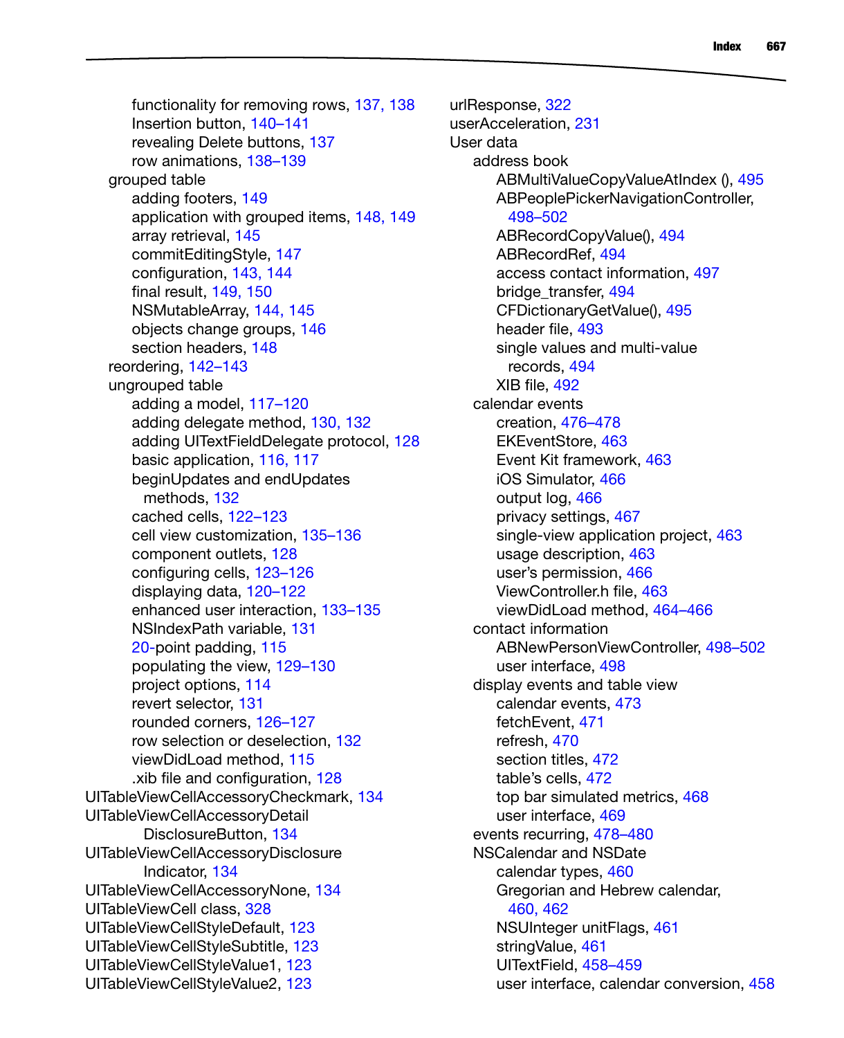functionality for removing rows, 137, 138
Insertion button, 140–141
revealing Delete buttons, 137
row animations, 138–139
grouped table
adding footers, 149
application with grouped items, 148, 149
array retrieval, 145
commitEditingStyle, 147
configuration, 143, 144
final result, 149, 150
NSMutableArray, 144, 145
objects change groups, 146
section headers, 148
reordering, 142–143
ungrouped table
adding a model, 117–120
adding delegate method, 130, 132
adding UITextFieldDelegate protocol, 128
basic application, 116, 117
beginUpdates and endUpdates methods, 132
cached cells, 122–123
cell view customization, 135–136
component outlets, 128
configuring cells, 123–126
displaying data, 120–122
enhanced user interaction, 133–135
NSIndexPath variable, 131
20-point padding, 115
populating the view, 129–130
project options, 114
revert selector, 131
rounded corners, 126–127
row selection or deselection, 132
viewDidLoad method, 115
.xib file and configuration, 128
UITableViewCellAccessoryCheckmark, 134
UITableViewCellAccessoryDetail DisclosureButton, 134
UITableViewCellAccessoryDisclosure Indicator, 134
UITableViewCellAccessoryNone, 134
UITableViewCell class, 328
UITableViewCellStyleDefault, 123
UITableViewCellStyleSubtitle, 123
UITableViewCellStyleValue1, 123
UITableViewCellStyleValue2, 123

urlResponse, 322
userAcceleration, 231
User data
address book
ABMultiValueCopyValueAtIndex (), 495
ABPeoplePickerNavigationController, 498–502
ABRecordCopyValue(), 494
ABRecordRef, 494
access contact information, 497
bridge_transfer, 494
CFDictionaryGetValue(), 495
header file, 493
single values and multi-value records, 494
XIB file, 492
calendar events
creation, 476–478
EKEventStore, 463
Event Kit framework, 463
iOS Simulator, 466
output log, 466
privacy settings, 467
single-view application project, 463
usage description, 463
user's permission, 466
ViewController.h file, 463
viewDidLoad method, 464–466
contact information
ABNewPersonViewController, 498–502
user interface, 498
display events and table view
calendar events, 473
fetchEvent, 471
refresh, 470
section titles, 472
table's cells, 472
top bar simulated metrics, 468
user interface, 469
events recurring, 478–480
NSCalendar and NSDate
calendar types, 460
Gregorian and Hebrew calendar, 460, 462
NSUInteger unitFlags, 461
stringValue, 461
UITextField, 458–459
user interface, calendar conversion, 458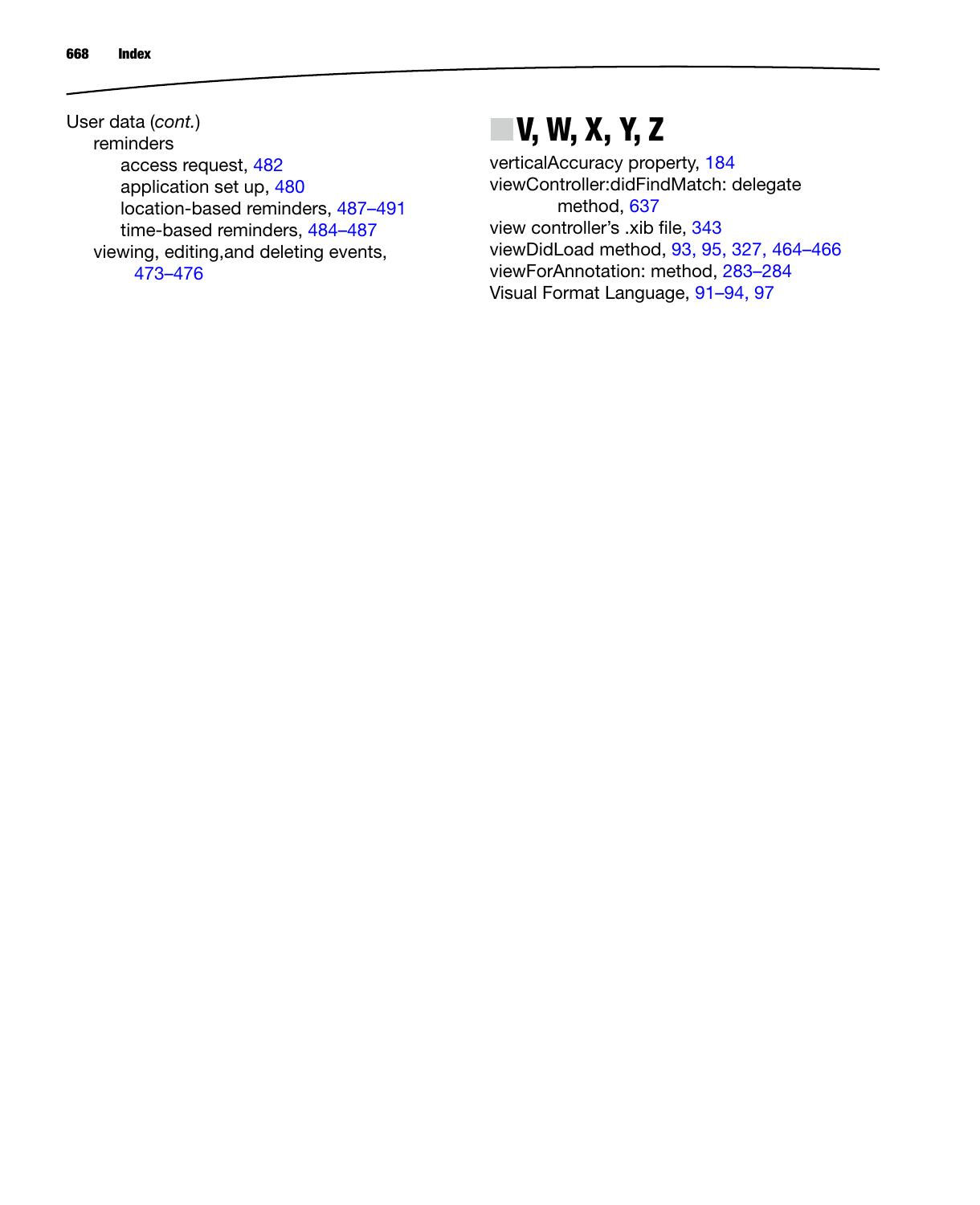User data (*cont.*)
- reminders
  - access request, 482
  - application set up, 480
  - location-based reminders, 487–491
  - time-based reminders, 484–487
- viewing, editing,and deleting events, 473–476

## V, W, X, Y, Z

verticalAccuracy property, 184

viewController:didFindMatch: delegate method, 637

view controller's .xib file, 343

viewDidLoad method, 93, 95, 327, 464–466

viewForAnnotation: method, 283–284

Visual Format Language, 91–94, 97